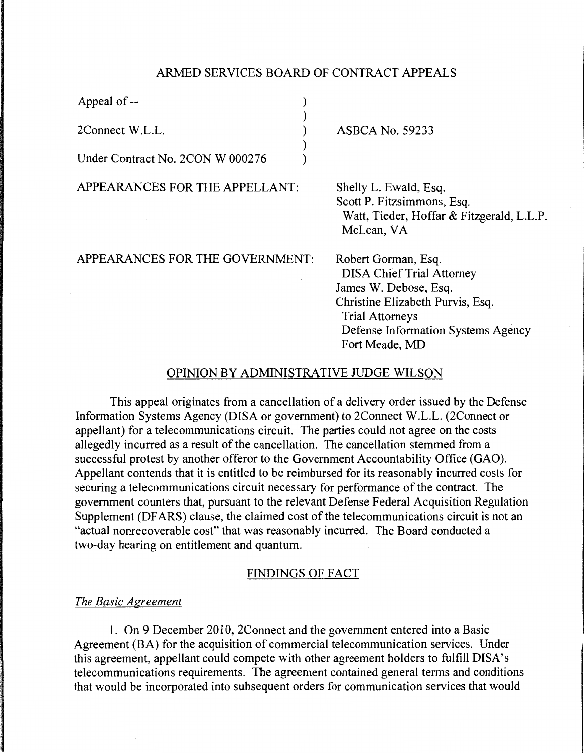# ARMED SERVICES BOARD OF CONTRACT APPEALS

| | | |
|---|---|---|
| Appeal of -- | ) | |
| | ) | |
| 2Connect W.L.L. | ) | ASBCA No. 59233 |
| | ) | |
| Under Contract No. 2CON W 000276 | ) | |

APPEARANCES FOR THE APPELLANT:

Shelly L. Ewald, Esq.
Scott P. Fitzsimmons, Esq.
Watt, Tieder, Hoffar & Fitzgerald, L.L.P.
McLean, VA

APPEARANCES FOR THE GOVERNMENT:

Robert Gorman, Esq.
DISA Chief Trial Attorney
James W. Debose, Esq.
Christine Elizabeth Purvis, Esq.
Trial Attorneys
Defense Information Systems Agency
Fort Meade, MD

## OPINION BY ADMINISTRATIVE JUDGE WILSON

This appeal originates from a cancellation of a delivery order issued by the Defense Information Systems Agency (DISA or government) to 2Connect W.L.L. (2Connect or appellant) for a telecommunications circuit. The parties could not agree on the costs allegedly incurred as a result of the cancellation. The cancellation stemmed from a successful protest by another offeror to the Government Accountability Office (GAO). Appellant contends that it is entitled to be reimbursed for its reasonably incurred costs for securing a telecommunications circuit necessary for performance of the contract. The government counters that, pursuant to the relevant Defense Federal Acquisition Regulation Supplement (DFARS) clause, the claimed cost of the telecommunications circuit is not an "actual nonrecoverable cost" that was reasonably incurred. The Board conducted a two-day hearing on entitlement and quantum.

## FINDINGS OF FACT

### *The Basic Agreement*

1. On 9 December 2010, 2Connect and the government entered into a Basic Agreement (BA) for the acquisition of commercial telecommunication services. Under this agreement, appellant could compete with other agreement holders to fulfill DISA's telecommunications requirements. The agreement contained general terms and conditions that would be incorporated into subsequent orders for communication services that would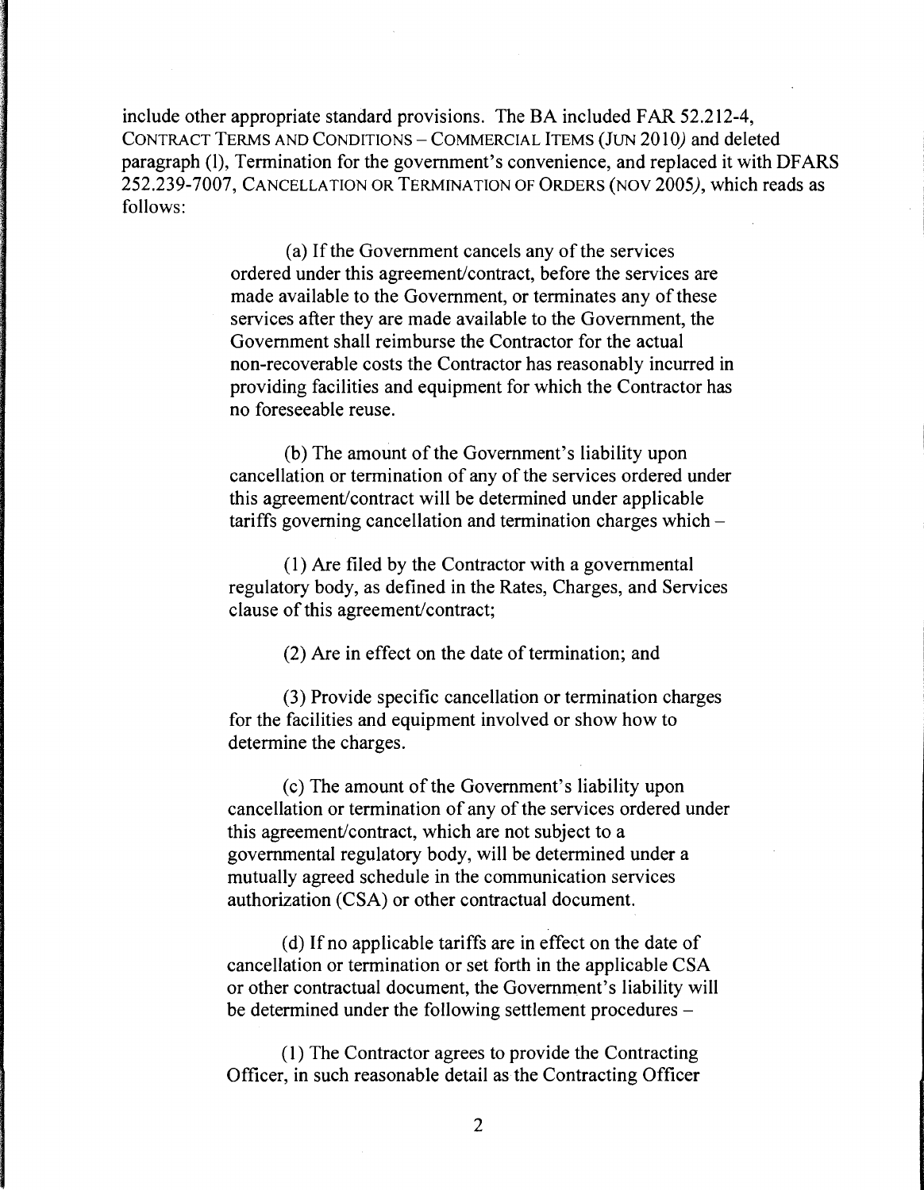include other appropriate standard provisions. The BA included FAR 52.212-4, CONTRACT TERMS AND CONDITIONS – COMMERCIAL ITEMS (JUN 2010*)* and deleted paragraph (l), Termination for the government's convenience, and replaced it with DFARS 252.239-7007, CANCELLATION OR TERMINATION OF ORDERS (NOV 2005*)*, which reads as follows:

> (a) If the Government cancels any of the services ordered under this agreement/contract, before the services are made available to the Government, or terminates any of these services after they are made available to the Government, the Government shall reimburse the Contractor for the actual non-recoverable costs the Contractor has reasonably incurred in providing facilities and equipment for which the Contractor has no foreseeable reuse.
>
> (b) The amount of the Government's liability upon cancellation or termination of any of the services ordered under this agreement/contract will be determined under applicable tariffs governing cancellation and termination charges which –
>
> (1) Are filed by the Contractor with a governmental regulatory body, as defined in the Rates, Charges, and Services clause of this agreement/contract;
>
> (2) Are in effect on the date of termination; and
>
> (3) Provide specific cancellation or termination charges for the facilities and equipment involved or show how to determine the charges.
>
> (c) The amount of the Government's liability upon cancellation or termination of any of the services ordered under this agreement/contract, which are not subject to a governmental regulatory body, will be determined under a mutually agreed schedule in the communication services authorization (CSA) or other contractual document.
>
> (d) If no applicable tariffs are in effect on the date of cancellation or termination or set forth in the applicable CSA or other contractual document, the Government's liability will be determined under the following settlement procedures –
>
> (1) The Contractor agrees to provide the Contracting Officer, in such reasonable detail as the Contracting Officer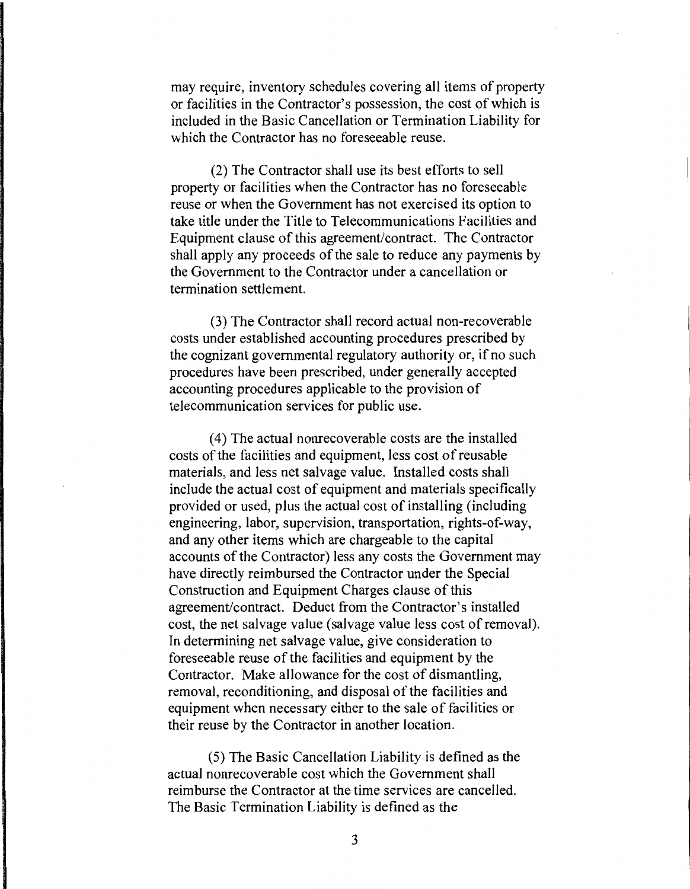may require, inventory schedules covering all items of property or facilities in the Contractor's possession, the cost of which is included in the Basic Cancellation or Termination Liability for which the Contractor has no foreseeable reuse.

(2) The Contractor shall use its best efforts to sell property or facilities when the Contractor has no foreseeable reuse or when the Government has not exercised its option to take title under the Title to Telecommunications Facilities and Equipment clause of this agreement/contract. The Contractor shall apply any proceeds of the sale to reduce any payments by the Government to the Contractor under a cancellation or termination settlement.

(3) The Contractor shall record actual non-recoverable costs under established accounting procedures prescribed by the cognizant governmental regulatory authority or, if no such procedures have been prescribed, under generally accepted accounting procedures applicable to the provision of telecommunication services for public use.

(4) The actual nonrecoverable costs are the installed costs of the facilities and equipment, less cost of reusable materials, and less net salvage value. Installed costs shall include the actual cost of equipment and materials specifically provided or used, plus the actual cost of installing (including engineering, labor, supervision, transportation, rights-of-way, and any other items which are chargeable to the capital accounts of the Contractor) less any costs the Government may have directly reimbursed the Contractor under the Special Construction and Equipment Charges clause of this agreement/contract. Deduct from the Contractor's installed cost, the net salvage value (salvage value less cost of removal). In determining net salvage value, give consideration to foreseeable reuse of the facilities and equipment by the Contractor. Make allowance for the cost of dismantling, removal, reconditioning, and disposal of the facilities and equipment when necessary either to the sale of facilities or their reuse by the Contractor in another location.

(5) The Basic Cancellation Liability is defined as the actual nonrecoverable cost which the Government shall reimburse the Contractor at the time services are cancelled. The Basic Termination Liability is defined as the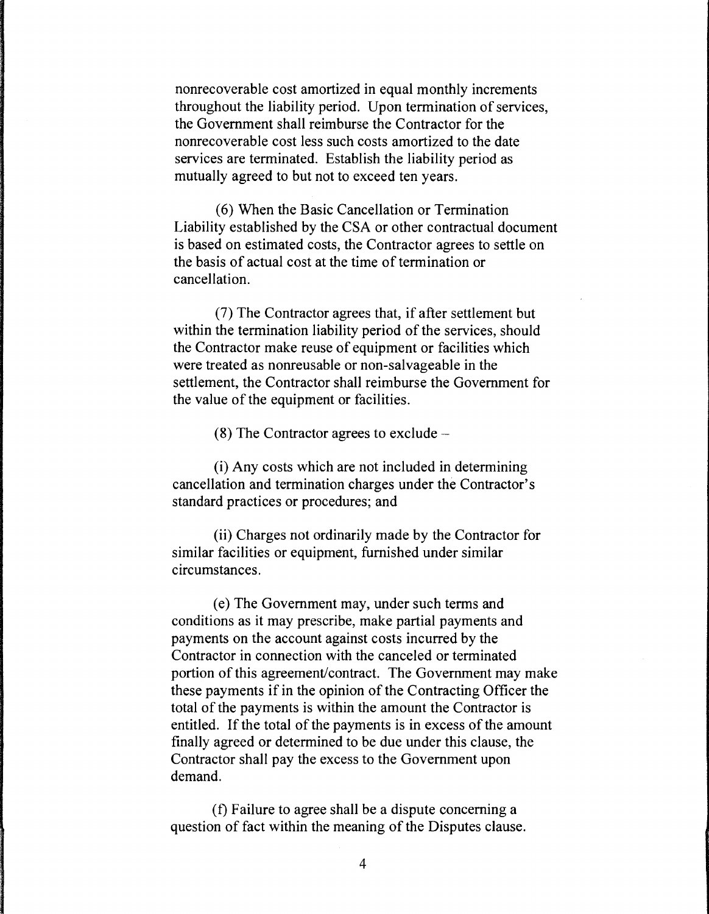nonrecoverable cost amortized in equal monthly increments throughout the liability period. Upon termination of services, the Government shall reimburse the Contractor for the nonrecoverable cost less such costs amortized to the date services are terminated. Establish the liability period as mutually agreed to but not to exceed ten years.

(6) When the Basic Cancellation or Termination Liability established by the CSA or other contractual document is based on estimated costs, the Contractor agrees to settle on the basis of actual cost at the time of termination or cancellation.

(7) The Contractor agrees that, if after settlement but within the termination liability period of the services, should the Contractor make reuse of equipment or facilities which were treated as nonreusable or non-salvageable in the settlement, the Contractor shall reimburse the Government for the value of the equipment or facilities.

(8) The Contractor agrees to exclude –

(i) Any costs which are not included in determining cancellation and termination charges under the Contractor's standard practices or procedures; and

(ii) Charges not ordinarily made by the Contractor for similar facilities or equipment, furnished under similar circumstances.

(e) The Government may, under such terms and conditions as it may prescribe, make partial payments and payments on the account against costs incurred by the Contractor in connection with the canceled or terminated portion of this agreement/contract. The Government may make these payments if in the opinion of the Contracting Officer the total of the payments is within the amount the Contractor is entitled. If the total of the payments is in excess of the amount finally agreed or determined to be due under this clause, the Contractor shall pay the excess to the Government upon demand.

(f) Failure to agree shall be a dispute concerning a question of fact within the meaning of the Disputes clause.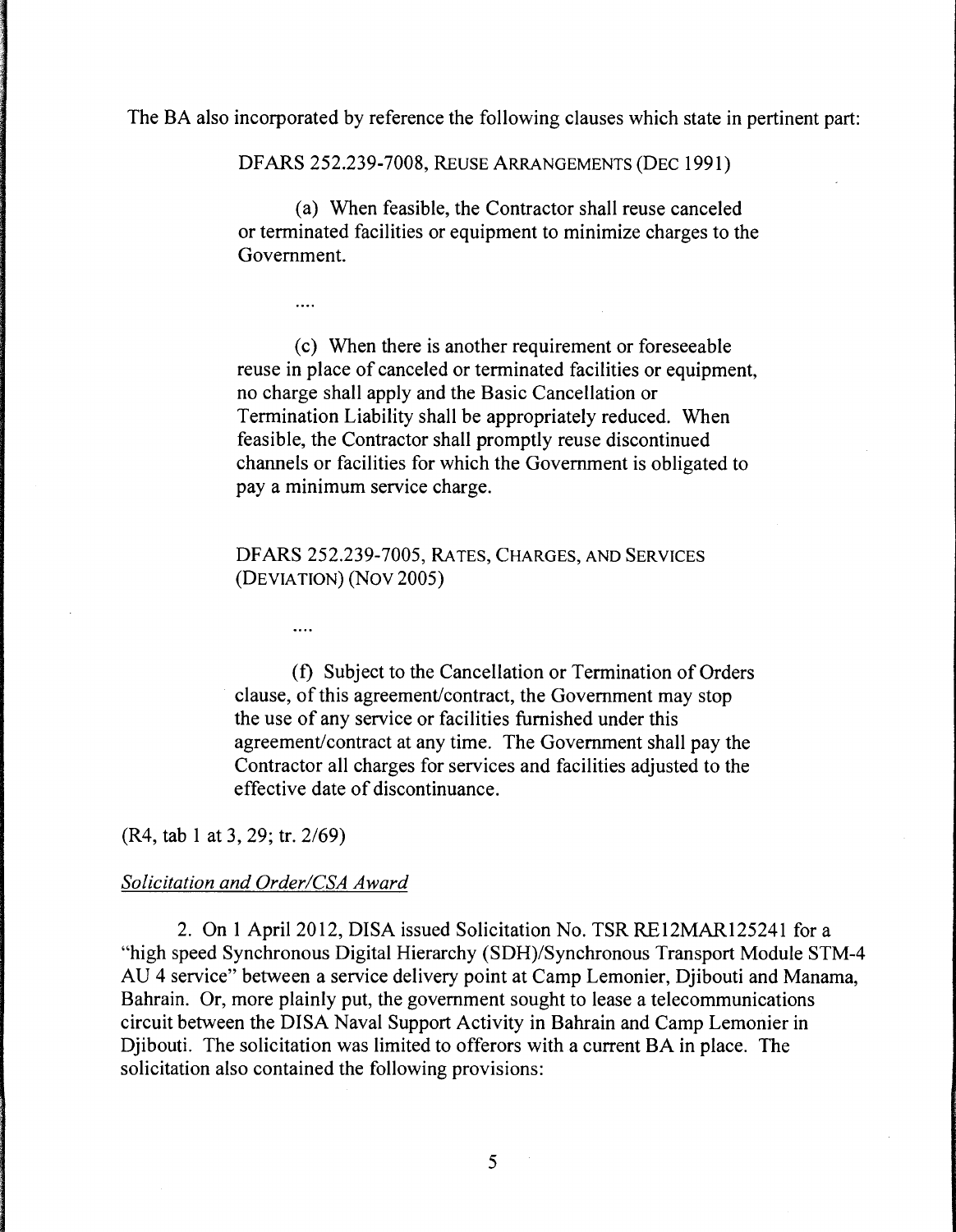The BA also incorporated by reference the following clauses which state in pertinent part:

> DFARS 252.239-7008, REUSE ARRANGEMENTS (DEC 1991)
>
> (a) When feasible, the Contractor shall reuse canceled or terminated facilities or equipment to minimize charges to the Government.
>
> ....
>
> (c) When there is another requirement or foreseeable reuse in place of canceled or terminated facilities or equipment, no charge shall apply and the Basic Cancellation or Termination Liability shall be appropriately reduced. When feasible, the Contractor shall promptly reuse discontinued channels or facilities for which the Government is obligated to pay a minimum service charge.
>
> DFARS 252.239-7005, RATES, CHARGES, AND SERVICES (DEVIATION) (NOV 2005)
>
> ....
>
> (f) Subject to the Cancellation or Termination of Orders clause, of this agreement/contract, the Government may stop the use of any service or facilities furnished under this agreement/contract at any time. The Government shall pay the Contractor all charges for services and facilities adjusted to the effective date of discontinuance.

(R4, tab 1 at 3, 29; tr. 2/69)

*Solicitation and Order/CSA Award*

2. On 1 April 2012, DISA issued Solicitation No. TSR RE12MAR125241 for a "high speed Synchronous Digital Hierarchy (SDH)/Synchronous Transport Module STM-4 AU 4 service" between a service delivery point at Camp Lemonier, Djibouti and Manama, Bahrain. Or, more plainly put, the government sought to lease a telecommunications circuit between the DISA Naval Support Activity in Bahrain and Camp Lemonier in Djibouti. The solicitation was limited to offerors with a current BA in place. The solicitation also contained the following provisions: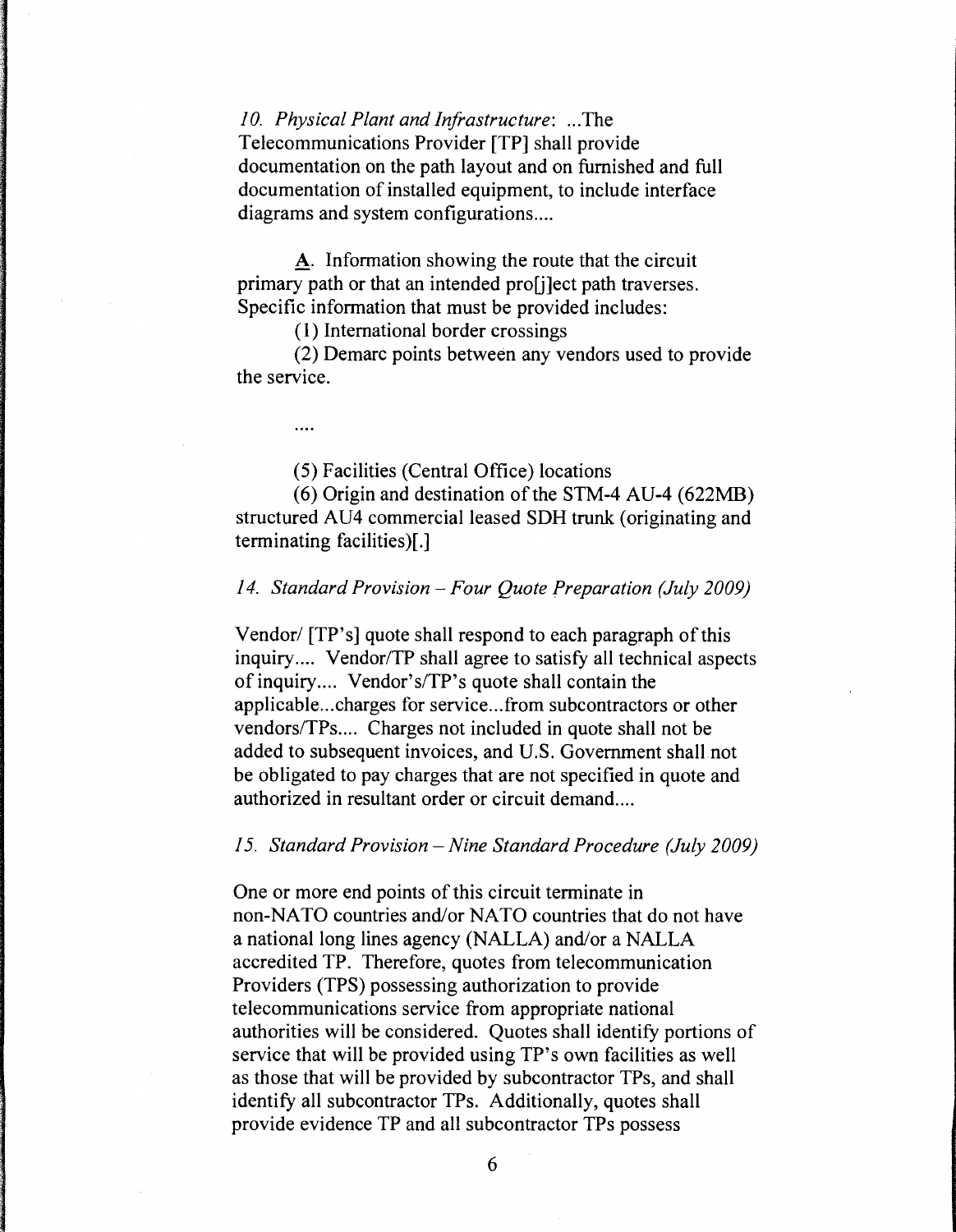*10. Physical Plant and Infrastructure*: ...The Telecommunications Provider [TP] shall provide documentation on the path layout and on furnished and full documentation of installed equipment, to include interface diagrams and system configurations....

<u>A</u>. Information showing the route that the circuit primary path or that an intended pro[j]ect path traverses. Specific information that must be provided includes:

(1) International border crossings

(2) Demarc points between any vendors used to provide the service.

....

(5) Facilities (Central Office) locations

(6) Origin and destination of the STM-4 AU-4 (622MB) structured AU4 commercial leased SDH trunk (originating and terminating facilities)[.]

*14. Standard Provision – Four Quote Preparation (July 2009)*

Vendor/ [TP's] quote shall respond to each paragraph of this inquiry.... Vendor/TP shall agree to satisfy all technical aspects of inquiry.... Vendor's/TP's quote shall contain the applicable...charges for service...from subcontractors or other vendors/TPs.... Charges not included in quote shall not be added to subsequent invoices, and U.S. Government shall not be obligated to pay charges that are not specified in quote and authorized in resultant order or circuit demand....

*15. Standard Provision – Nine Standard Procedure (July 2009)*

One or more end points of this circuit terminate in non-NATO countries and/or NATO countries that do not have a national long lines agency (NALLA) and/or a NALLA accredited TP. Therefore, quotes from telecommunication Providers (TPS) possessing authorization to provide telecommunications service from appropriate national authorities will be considered. Quotes shall identify portions of service that will be provided using TP's own facilities as well as those that will be provided by subcontractor TPs, and shall identify all subcontractor TPs. Additionally, quotes shall provide evidence TP and all subcontractor TPs possess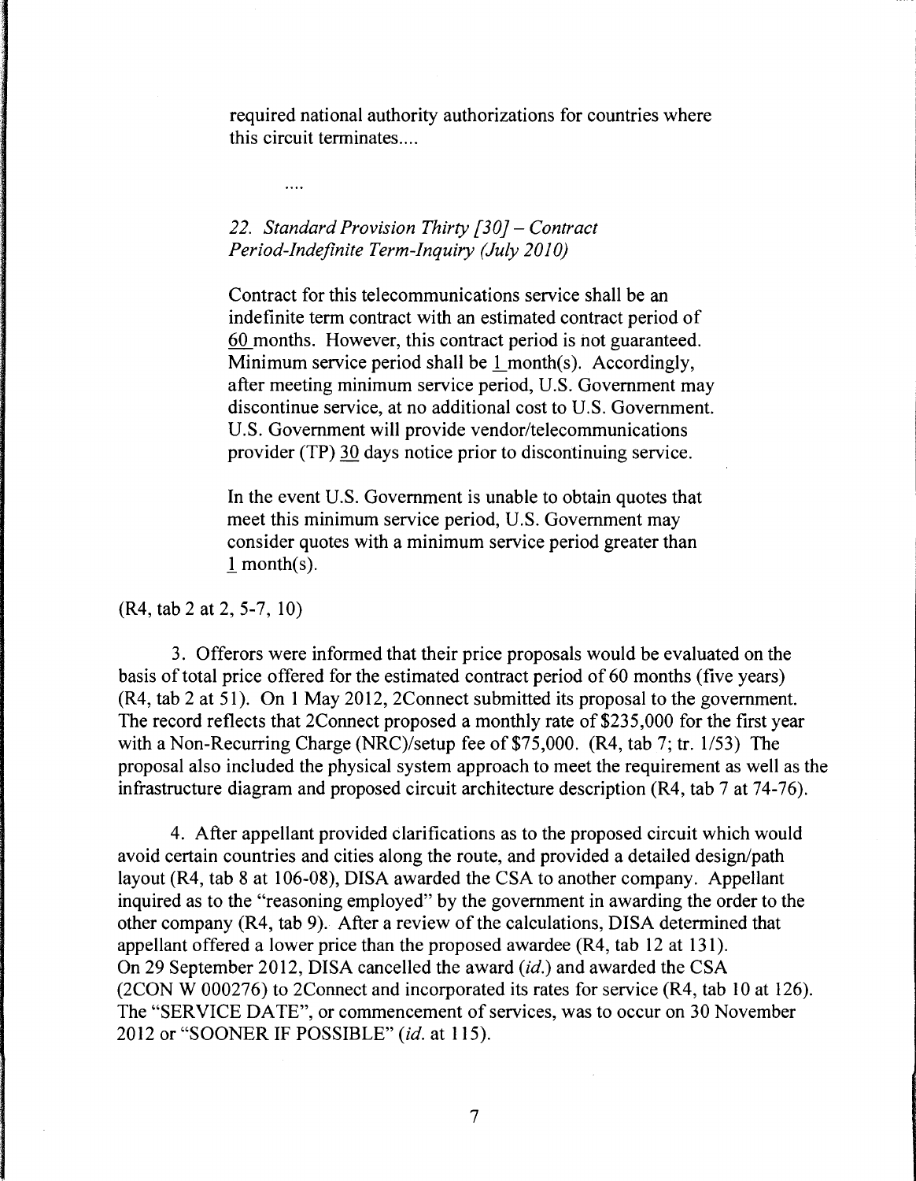required national authority authorizations for countries where this circuit terminates....

....

*22. Standard Provision Thirty [30] – Contract Period-Indefinite Term-Inquiry (July 2010)*

Contract for this telecommunications service shall be an indefinite term contract with an estimated contract period of 60 months. However, this contract period is not guaranteed. Minimum service period shall be 1 month(s). Accordingly, after meeting minimum service period, U.S. Government may discontinue service, at no additional cost to U.S. Government. U.S. Government will provide vendor/telecommunications provider (TP) 30 days notice prior to discontinuing service.

In the event U.S. Government is unable to obtain quotes that meet this minimum service period, U.S. Government may consider quotes with a minimum service period greater than 1 month(s).

(R4, tab 2 at 2, 5-7, 10)

3. Offerors were informed that their price proposals would be evaluated on the basis of total price offered for the estimated contract period of 60 months (five years) (R4, tab 2 at 51). On 1 May 2012, 2Connect submitted its proposal to the government. The record reflects that 2Connect proposed a monthly rate of $235,000 for the first year with a Non-Recurring Charge (NRC)/setup fee of $75,000. (R4, tab 7; tr. 1/53) The proposal also included the physical system approach to meet the requirement as well as the infrastructure diagram and proposed circuit architecture description (R4, tab 7 at 74-76).

4. After appellant provided clarifications as to the proposed circuit which would avoid certain countries and cities along the route, and provided a detailed design/path layout (R4, tab 8 at 106-08), DISA awarded the CSA to another company. Appellant inquired as to the "reasoning employed" by the government in awarding the order to the other company (R4, tab 9). After a review of the calculations, DISA determined that appellant offered a lower price than the proposed awardee (R4, tab 12 at 131). On 29 September 2012, DISA cancelled the award (*id.*) and awarded the CSA (2CON W 000276) to 2Connect and incorporated its rates for service (R4, tab 10 at 126). The "SERVICE DATE", or commencement of services, was to occur on 30 November 2012 or "SOONER IF POSSIBLE" (*id.* at 115).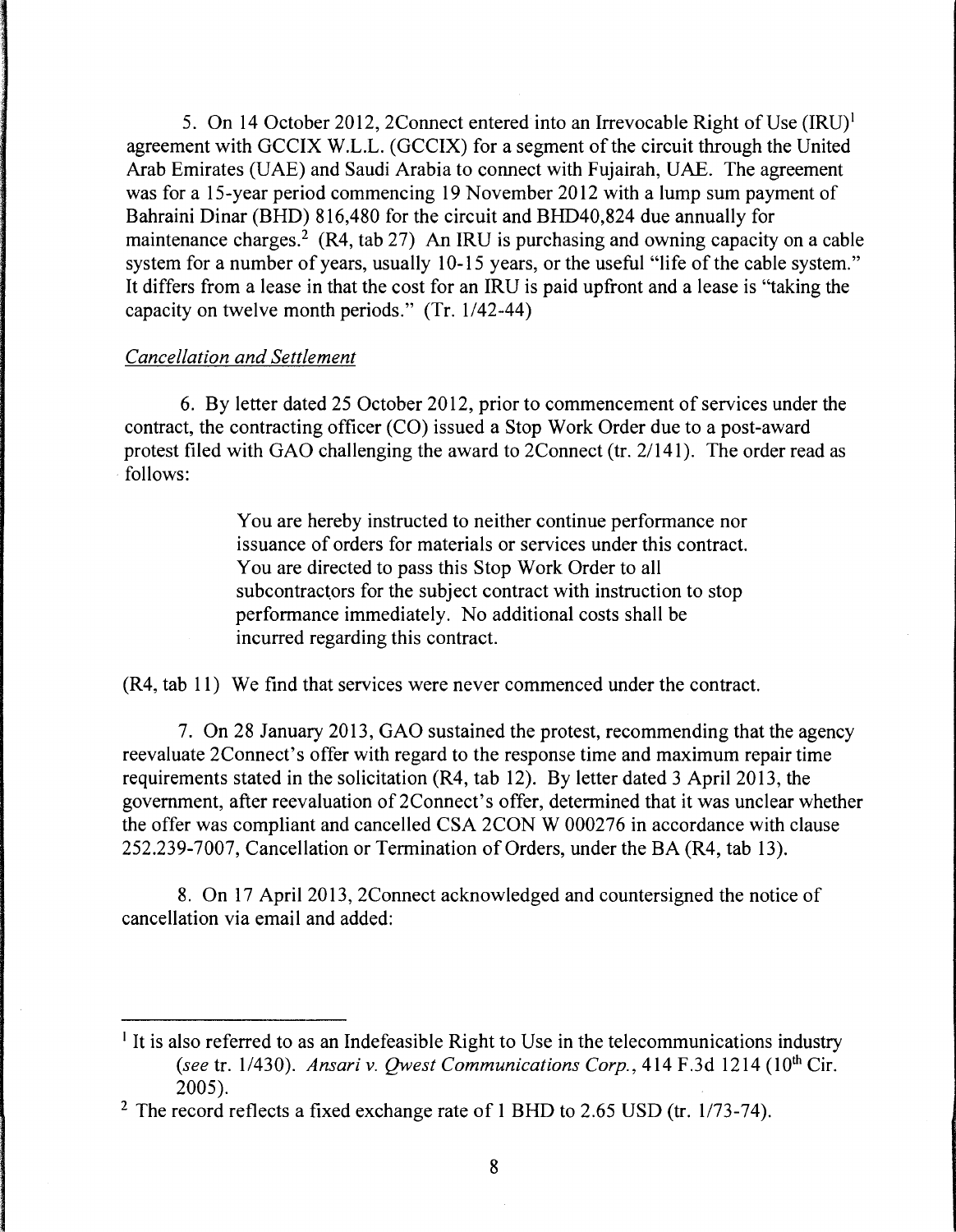5. On 14 October 2012, 2Connect entered into an Irrevocable Right of Use (IRU)[1] agreement with GCCIX W.L.L. (GCCIX) for a segment of the circuit through the United Arab Emirates (UAE) and Saudi Arabia to connect with Fujairah, UAE. The agreement was for a 15-year period commencing 19 November 2012 with a lump sum payment of Bahraini Dinar (BHD) 816,480 for the circuit and BHD40,824 due annually for maintenance charges.[2] (R4, tab 27) An IRU is purchasing and owning capacity on a cable system for a number of years, usually 10-15 years, or the useful "life of the cable system." It differs from a lease in that the cost for an IRU is paid upfront and a lease is "taking the capacity on twelve month periods." (Tr. 1/42-44)

*Cancellation and Settlement*

6. By letter dated 25 October 2012, prior to commencement of services under the contract, the contracting officer (CO) issued a Stop Work Order due to a post-award protest filed with GAO challenging the award to 2Connect (tr. 2/141). The order read as follows:

> You are hereby instructed to neither continue performance nor issuance of orders for materials or services under this contract. You are directed to pass this Stop Work Order to all subcontractors for the subject contract with instruction to stop performance immediately. No additional costs shall be incurred regarding this contract.

(R4, tab 11) We find that services were never commenced under the contract.

7. On 28 January 2013, GAO sustained the protest, recommending that the agency reevaluate 2Connect's offer with regard to the response time and maximum repair time requirements stated in the solicitation (R4, tab 12). By letter dated 3 April 2013, the government, after reevaluation of 2Connect's offer, determined that it was unclear whether the offer was compliant and cancelled CSA 2CON W 000276 in accordance with clause 252.239-7007, Cancellation or Termination of Orders, under the BA (R4, tab 13).

8. On 17 April 2013, 2Connect acknowledged and countersigned the notice of cancellation via email and added:

---

[1] It is also referred to as an Indefeasible Right to Use in the telecommunications industry (*see* tr. 1/430). *Ansari v. Qwest Communications Corp.*, 414 F.3d 1214 (10th Cir. 2005).

[2] The record reflects a fixed exchange rate of 1 BHD to 2.65 USD (tr. 1/73-74).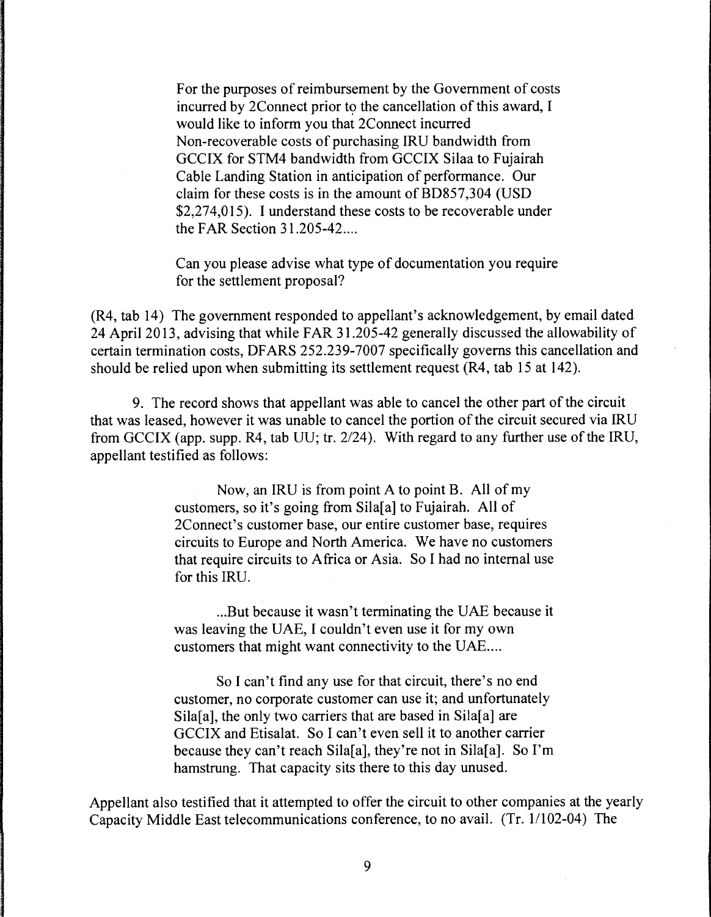> For the purposes of reimbursement by the Government of costs incurred by 2Connect prior to the cancellation of this award, I would like to inform you that 2Connect incurred Non-recoverable costs of purchasing IRU bandwidth from GCCIX for STM4 bandwidth from GCCIX Silaa to Fujairah Cable Landing Station in anticipation of performance. Our claim for these costs is in the amount of BD857,304 (USD $2,274,015). I understand these costs to be recoverable under the FAR Section 31.205-42....
>
> Can you please advise what type of documentation you require for the settlement proposal?

(R4, tab 14) The government responded to appellant's acknowledgement, by email dated 24 April 2013, advising that while FAR 31.205-42 generally discussed the allowability of certain termination costs, DFARS 252.239-7007 specifically governs this cancellation and should be relied upon when submitting its settlement request (R4, tab 15 at 142).

9. The record shows that appellant was able to cancel the other part of the circuit that was leased, however it was unable to cancel the portion of the circuit secured via IRU from GCCIX (app. supp. R4, tab UU; tr. 2/24). With regard to any further use of the IRU, appellant testified as follows:

> Now, an IRU is from point A to point B. All of my customers, so it's going from Sila[a] to Fujairah. All of 2Connect's customer base, our entire customer base, requires circuits to Europe and North America. We have no customers that require circuits to Africa or Asia. So I had no internal use for this IRU.
>
> ...But because it wasn't terminating the UAE because it was leaving the UAE, I couldn't even use it for my own customers that might want connectivity to the UAE....
>
> So I can't find any use for that circuit, there's no end customer, no corporate customer can use it; and unfortunately Sila[a], the only two carriers that are based in Sila[a] are GCCIX and Etisalat. So I can't even sell it to another carrier because they can't reach Sila[a], they're not in Sila[a]. So I'm hamstrung. That capacity sits there to this day unused.

Appellant also testified that it attempted to offer the circuit to other companies at the yearly Capacity Middle East telecommunications conference, to no avail. (Tr. 1/102-04) The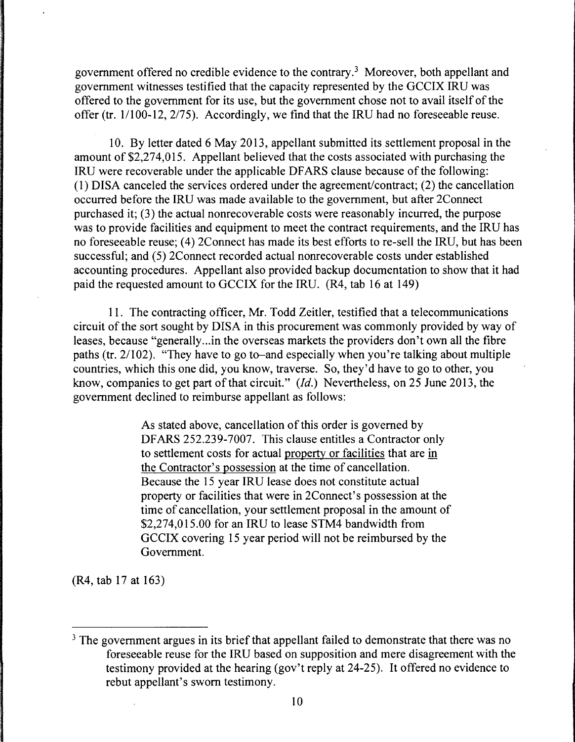government offered no credible evidence to the contrary.[3] Moreover, both appellant and government witnesses testified that the capacity represented by the GCCIX IRU was offered to the government for its use, but the government chose not to avail itself of the offer (tr. 1/100-12, 2/75). Accordingly, we find that the IRU had no foreseeable reuse.

10. By letter dated 6 May 2013, appellant submitted its settlement proposal in the amount of $2,274,015. Appellant believed that the costs associated with purchasing the IRU were recoverable under the applicable DFARS clause because of the following: (1) DISA canceled the services ordered under the agreement/contract; (2) the cancellation occurred before the IRU was made available to the government, but after 2Connect purchased it; (3) the actual nonrecoverable costs were reasonably incurred, the purpose was to provide facilities and equipment to meet the contract requirements, and the IRU has no foreseeable reuse; (4) 2Connect has made its best efforts to re-sell the IRU, but has been successful; and (5) 2Connect recorded actual nonrecoverable costs under established accounting procedures. Appellant also provided backup documentation to show that it had paid the requested amount to GCCIX for the IRU. (R4, tab 16 at 149)

11. The contracting officer, Mr. Todd Zeitler, testified that a telecommunications circuit of the sort sought by DISA in this procurement was commonly provided by way of leases, because "generally...in the overseas markets the providers don't own all the fibre paths (tr. 2/102). "They have to go to–and especially when you're talking about multiple countries, which this one did, you know, traverse. So, they'd have to go to other, you know, companies to get part of that circuit." (*Id.*) Nevertheless, on 25 June 2013, the government declined to reimburse appellant as follows:

> As stated above, cancellation of this order is governed by DFARS 252.239-7007. This clause entitles a Contractor only to settlement costs for actual <u>property or facilities</u> that are <u>in the Contractor's possession</u> at the time of cancellation. Because the 15 year IRU lease does not constitute actual property or facilities that were in 2Connect's possession at the time of cancellation, your settlement proposal in the amount of $2,274,015.00 for an IRU to lease STM4 bandwidth from GCCIX covering 15 year period will not be reimbursed by the Government.

(R4, tab 17 at 163)

---

[3] The government argues in its brief that appellant failed to demonstrate that there was no foreseeable reuse for the IRU based on supposition and mere disagreement with the testimony provided at the hearing (gov't reply at 24-25). It offered no evidence to rebut appellant's sworn testimony.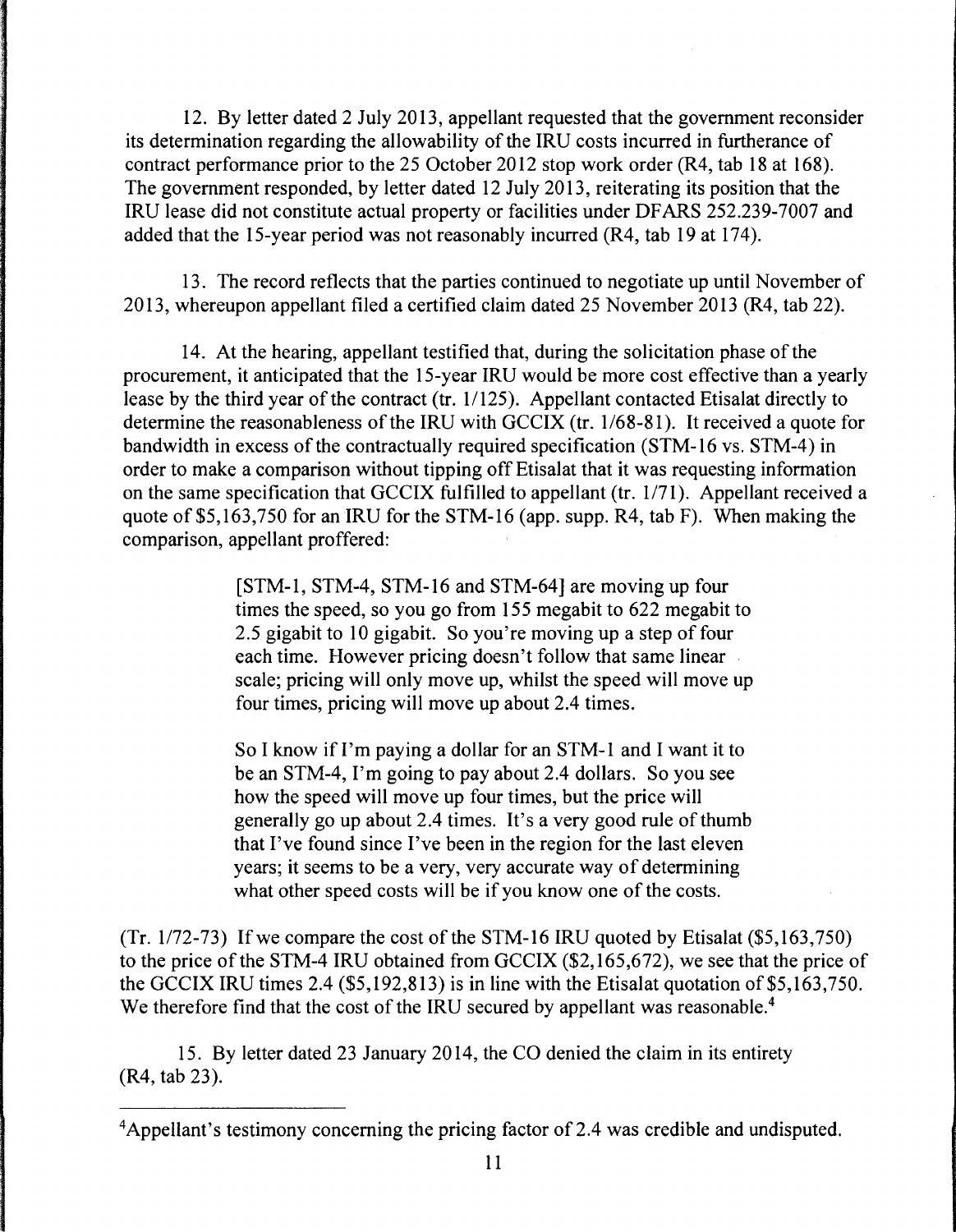12. By letter dated 2 July 2013, appellant requested that the government reconsider its determination regarding the allowability of the IRU costs incurred in furtherance of contract performance prior to the 25 October 2012 stop work order (R4, tab 18 at 168). The government responded, by letter dated 12 July 2013, reiterating its position that the IRU lease did not constitute actual property or facilities under DFARS 252.239-7007 and added that the 15-year period was not reasonably incurred (R4, tab 19 at 174).

13. The record reflects that the parties continued to negotiate up until November of 2013, whereupon appellant filed a certified claim dated 25 November 2013 (R4, tab 22).

14. At the hearing, appellant testified that, during the solicitation phase of the procurement, it anticipated that the 15-year IRU would be more cost effective than a yearly lease by the third year of the contract (tr. 1/125). Appellant contacted Etisalat directly to determine the reasonableness of the IRU with GCCIX (tr. 1/68-81). It received a quote for bandwidth in excess of the contractually required specification (STM-16 vs. STM-4) in order to make a comparison without tipping off Etisalat that it was requesting information on the same specification that GCCIX fulfilled to appellant (tr. 1/71). Appellant received a quote of $5,163,750 for an IRU for the STM-16 (app. supp. R4, tab F). When making the comparison, appellant proffered:

> [STM-1, STM-4, STM-16 and STM-64] are moving up four times the speed, so you go from 155 megabit to 622 megabit to 2.5 gigabit to 10 gigabit. So you're moving up a step of four each time. However pricing doesn't follow that same linear scale; pricing will only move up, whilst the speed will move up four times, pricing will move up about 2.4 times.
>
> So I know if I'm paying a dollar for an STM-1 and I want it to be an STM-4, I'm going to pay about 2.4 dollars. So you see how the speed will move up four times, but the price will generally go up about 2.4 times. It's a very good rule of thumb that I've found since I've been in the region for the last eleven years; it seems to be a very, very accurate way of determining what other speed costs will be if you know one of the costs.

(Tr. 1/72-73) If we compare the cost of the STM-16 IRU quoted by Etisalat ($5,163,750) to the price of the STM-4 IRU obtained from GCCIX ($2,165,672), we see that the price of the GCCIX IRU times 2.4 ($5,192,813) is in line with the Etisalat quotation of $5,163,750. We therefore find that the cost of the IRU secured by appellant was reasonable.[4]

15. By letter dated 23 January 2014, the CO denied the claim in its entirety (R4, tab 23).

---

[4]Appellant's testimony concerning the pricing factor of 2.4 was credible and undisputed.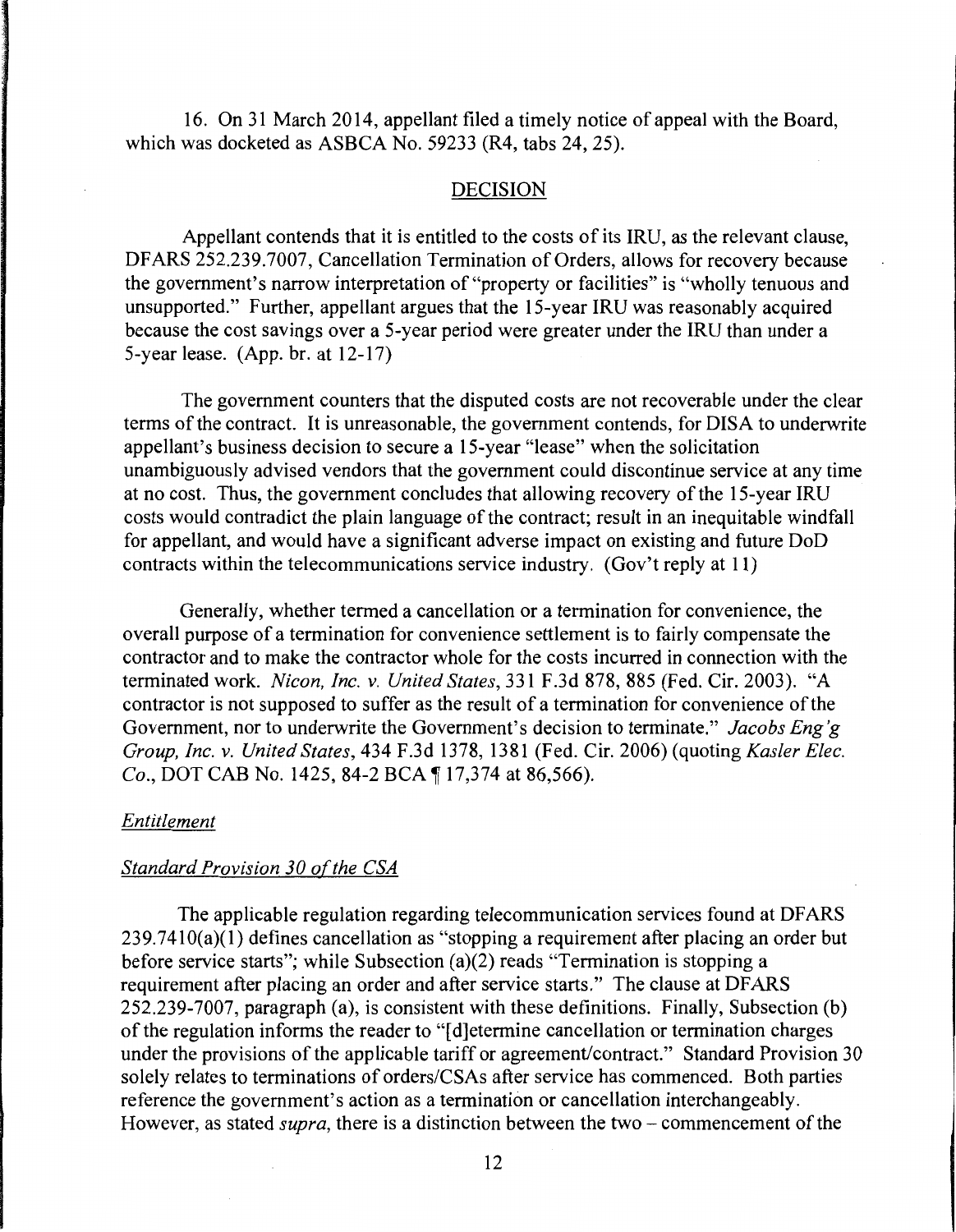16. On 31 March 2014, appellant filed a timely notice of appeal with the Board, which was docketed as ASBCA No. 59233 (R4, tabs 24, 25).

## DECISION

Appellant contends that it is entitled to the costs of its IRU, as the relevant clause, DFARS 252.239.7007, Cancellation Termination of Orders, allows for recovery because the government's narrow interpretation of "property or facilities" is "wholly tenuous and unsupported." Further, appellant argues that the 15-year IRU was reasonably acquired because the cost savings over a 5-year period were greater under the IRU than under a 5-year lease. (App. br. at 12-17)

The government counters that the disputed costs are not recoverable under the clear terms of the contract. It is unreasonable, the government contends, for DISA to underwrite appellant's business decision to secure a 15-year "lease" when the solicitation unambiguously advised vendors that the government could discontinue service at any time at no cost. Thus, the government concludes that allowing recovery of the 15-year IRU costs would contradict the plain language of the contract; result in an inequitable windfall for appellant, and would have a significant adverse impact on existing and future DoD contracts within the telecommunications service industry. (Gov't reply at 11)

Generally, whether termed a cancellation or a termination for convenience, the overall purpose of a termination for convenience settlement is to fairly compensate the contractor and to make the contractor whole for the costs incurred in connection with the terminated work. *Nicon, Inc. v. United States*, 331 F.3d 878, 885 (Fed. Cir. 2003). "A contractor is not supposed to suffer as the result of a termination for convenience of the Government, nor to underwrite the Government's decision to terminate." *Jacobs Eng'g Group, Inc. v. United States*, 434 F.3d 1378, 1381 (Fed. Cir. 2006) (quoting *Kasler Elec. Co.*, DOT CAB No. 1425, 84-2 BCA ¶ 17,374 at 86,566).

### *Entitlement*

### *Standard Provision 30 of the CSA*

The applicable regulation regarding telecommunication services found at DFARS 239.7410(a)(1) defines cancellation as "stopping a requirement after placing an order but before service starts"; while Subsection (a)(2) reads "Termination is stopping a requirement after placing an order and after service starts." The clause at DFARS 252.239-7007, paragraph (a), is consistent with these definitions. Finally, Subsection (b) of the regulation informs the reader to "[d]etermine cancellation or termination charges under the provisions of the applicable tariff or agreement/contract." Standard Provision 30 solely relates to terminations of orders/CSAs after service has commenced. Both parties reference the government's action as a termination or cancellation interchangeably. However, as stated *supra*, there is a distinction between the two – commencement of the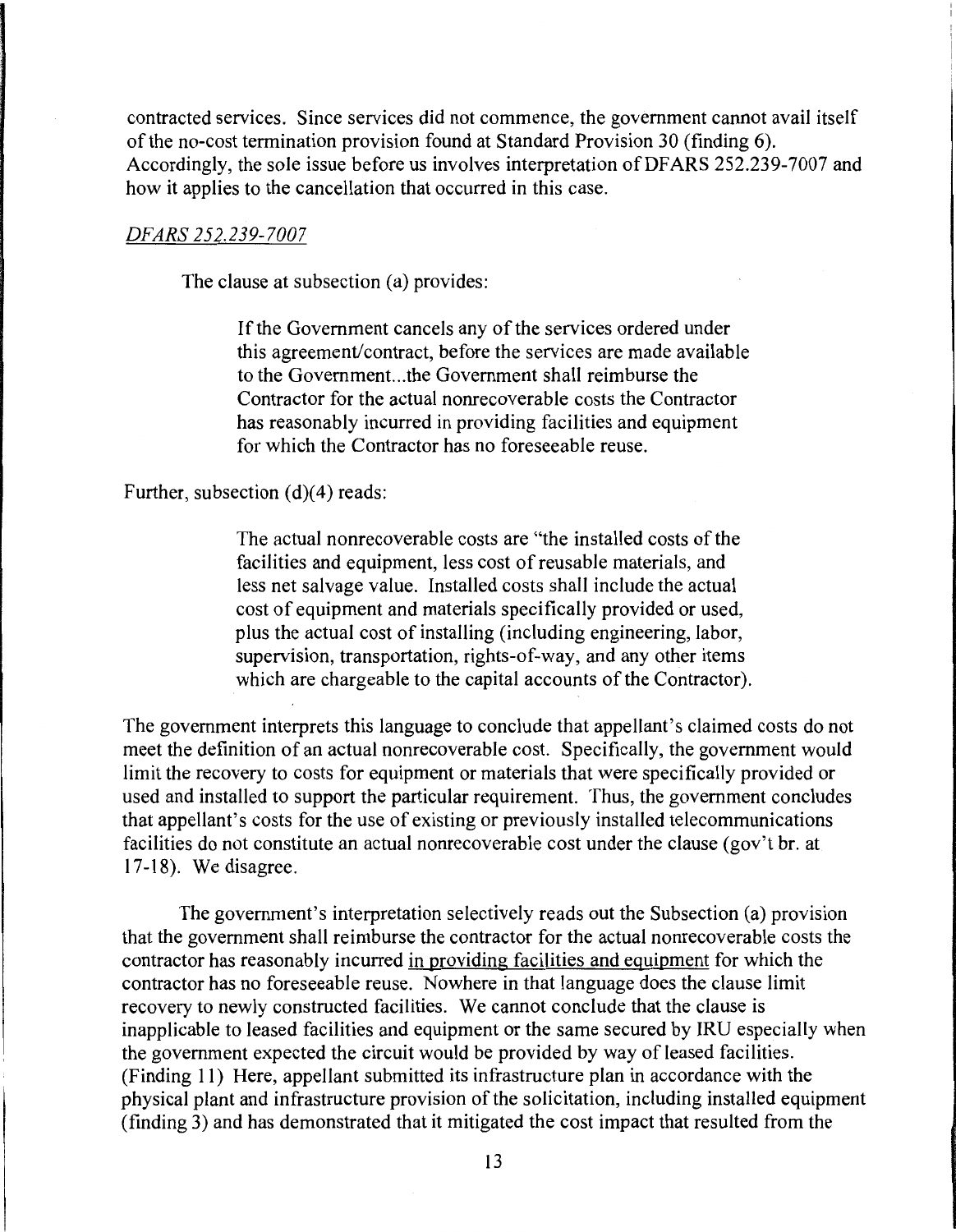contracted services. Since services did not commence, the government cannot avail itself of the no-cost termination provision found at Standard Provision 30 (finding 6). Accordingly, the sole issue before us involves interpretation of DFARS 252.239-7007 and how it applies to the cancellation that occurred in this case.

*DFARS 252.239-7007*

The clause at subsection (a) provides:

> If the Government cancels any of the services ordered under this agreement/contract, before the services are made available to the Government...the Government shall reimburse the Contractor for the actual nonrecoverable costs the Contractor has reasonably incurred in providing facilities and equipment for which the Contractor has no foreseeable reuse.

Further, subsection (d)(4) reads:

> The actual nonrecoverable costs are "the installed costs of the facilities and equipment, less cost of reusable materials, and less net salvage value. Installed costs shall include the actual cost of equipment and materials specifically provided or used, plus the actual cost of installing (including engineering, labor, supervision, transportation, rights-of-way, and any other items which are chargeable to the capital accounts of the Contractor).

The government interprets this language to conclude that appellant's claimed costs do not meet the definition of an actual nonrecoverable cost. Specifically, the government would limit the recovery to costs for equipment or materials that were specifically provided or used and installed to support the particular requirement. Thus, the government concludes that appellant's costs for the use of existing or previously installed telecommunications facilities do not constitute an actual nonrecoverable cost under the clause (gov't br. at 17-18). We disagree.

The government's interpretation selectively reads out the Subsection (a) provision that the government shall reimburse the contractor for the actual nonrecoverable costs the contractor has reasonably incurred <u>in providing facilities and equipment</u> for which the contractor has no foreseeable reuse. Nowhere in that language does the clause limit recovery to newly constructed facilities. We cannot conclude that the clause is inapplicable to leased facilities and equipment or the same secured by IRU especially when the government expected the circuit would be provided by way of leased facilities. (Finding 11) Here, appellant submitted its infrastructure plan in accordance with the physical plant and infrastructure provision of the solicitation, including installed equipment (finding 3) and has demonstrated that it mitigated the cost impact that resulted from the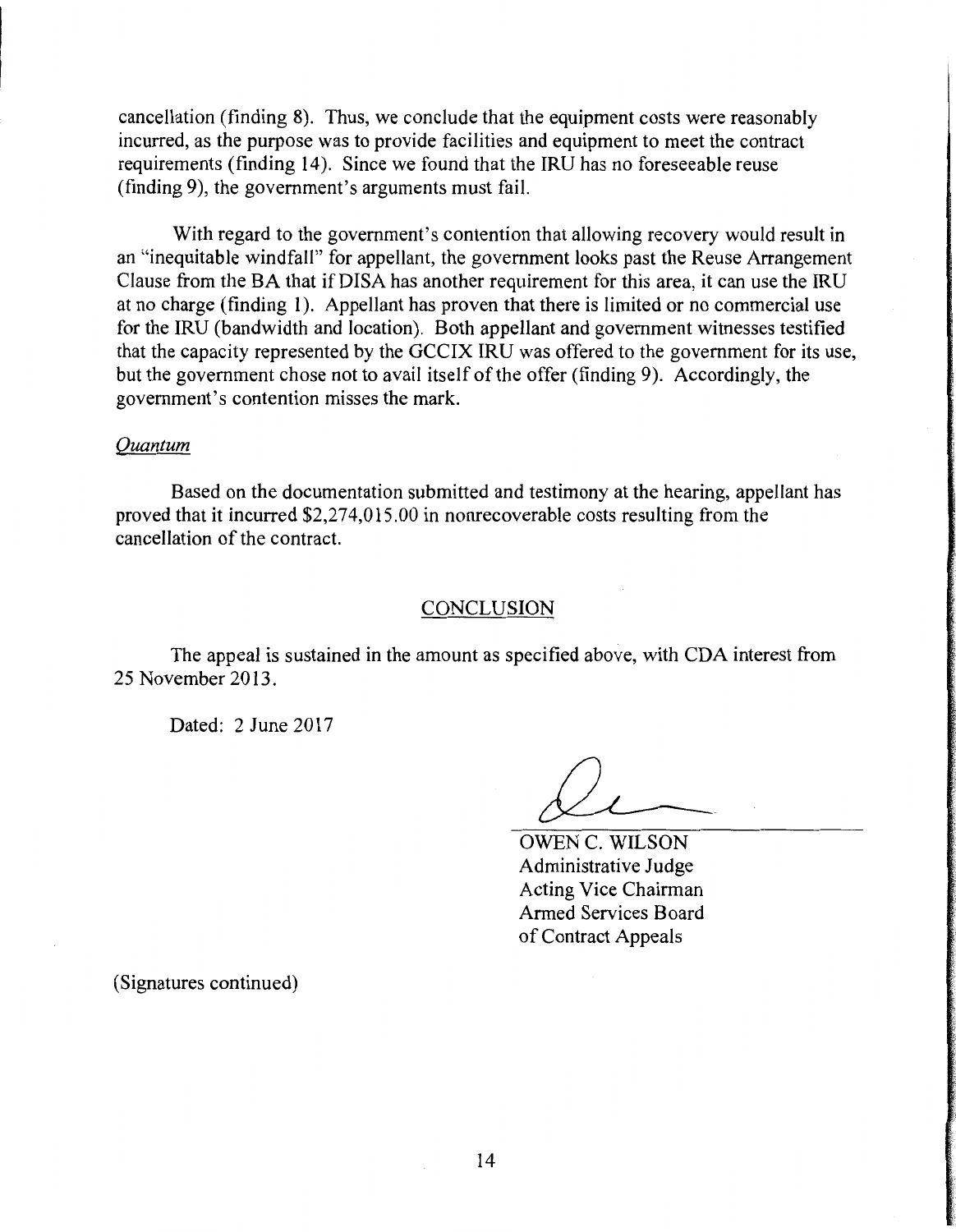cancellation (finding 8). Thus, we conclude that the equipment costs were reasonably incurred, as the purpose was to provide facilities and equipment to meet the contract requirements (finding 14). Since we found that the IRU has no foreseeable reuse (finding 9), the government's arguments must fail.

With regard to the government's contention that allowing recovery would result in an "inequitable windfall" for appellant, the government looks past the Reuse Arrangement Clause from the BA that if DISA has another requirement for this area, it can use the IRU at no charge (finding 1). Appellant has proven that there is limited or no commercial use for the IRU (bandwidth and location). Both appellant and government witnesses testified that the capacity represented by the GCCIX IRU was offered to the government for its use, but the government chose not to avail itself of the offer (finding 9). Accordingly, the government's contention misses the mark.

*Quantum*

Based on the documentation submitted and testimony at the hearing, appellant has proved that it incurred $2,274,015.00 in nonrecoverable costs resulting from the cancellation of the contract.

## CONCLUSION

The appeal is sustained in the amount as specified above, with CDA interest from 25 November 2013.

Dated: 2 June 2017

OWEN C. WILSON
Administrative Judge
Acting Vice Chairman
Armed Services Board
of Contract Appeals

(Signatures continued)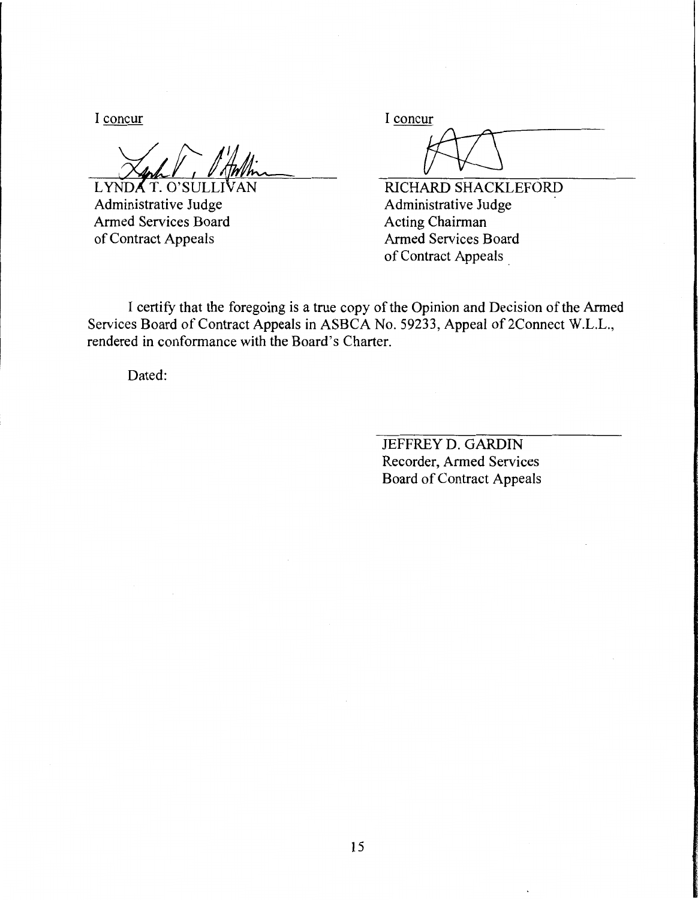I concur

LYNDA T. O'SULLIVAN
Administrative Judge
Armed Services Board
of Contract Appeals

I concur

RICHARD SHACKLEFORD
Administrative Judge
Acting Chairman
Armed Services Board
of Contract Appeals

I certify that the foregoing is a true copy of the Opinion and Decision of the Armed Services Board of Contract Appeals in ASBCA No. 59233, Appeal of 2Connect W.L.L., rendered in conformance with the Board's Charter.

Dated:

JEFFREY D. GARDIN
Recorder, Armed Services
Board of Contract Appeals